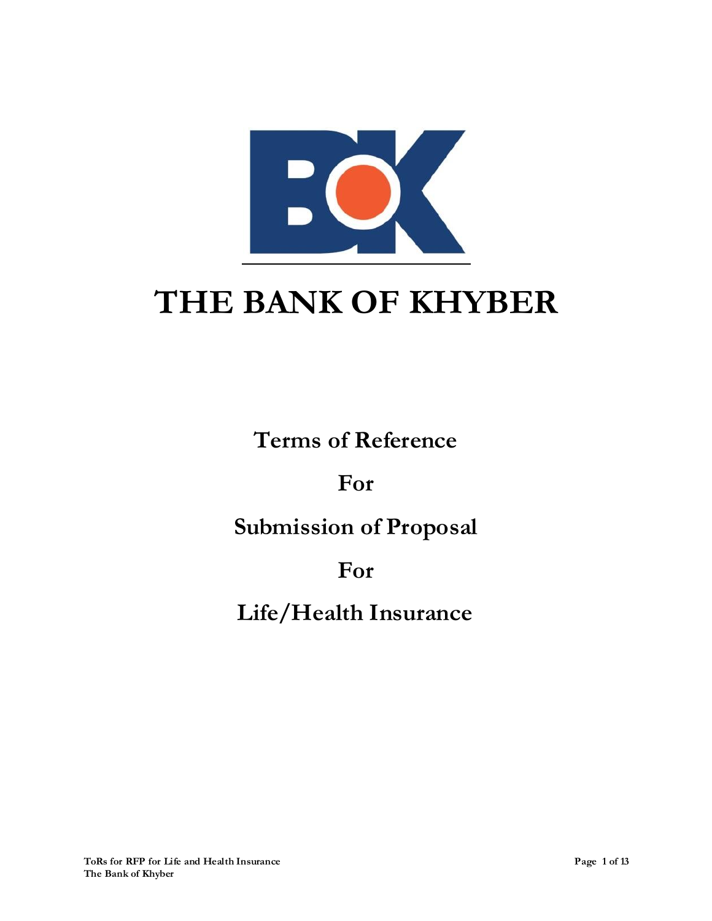# THE BANK OF KHYBER

## Terms of Reference

## For

## Submission of Proposal

## For

## Life/Health Insurance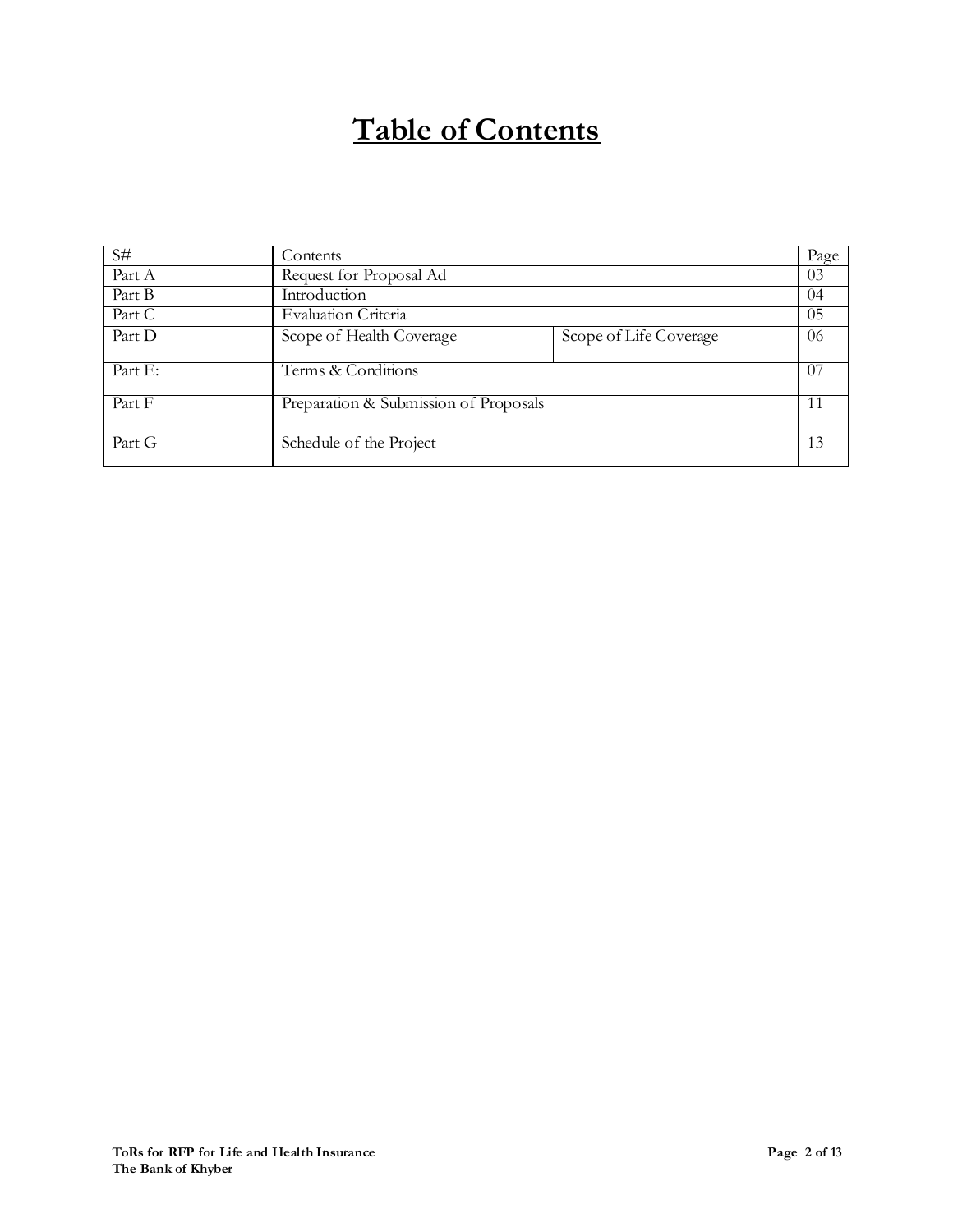# Table of Contents

| S# | Contents | | Page |
|---|---|---|---|
| Part A | Request for Proposal Ad | | 03 |
| Part B | Introduction | | 04 |
| Part C | Evaluation Criteria | | 05 |
| Part D | Scope of Health Coverage | Scope of Life Coverage | 06 |
| Part E: | Terms & Conditions | | 07 |
| Part F | Preparation & Submission of Proposals | | 11 |
| Part G | Schedule of the Project | | 13 |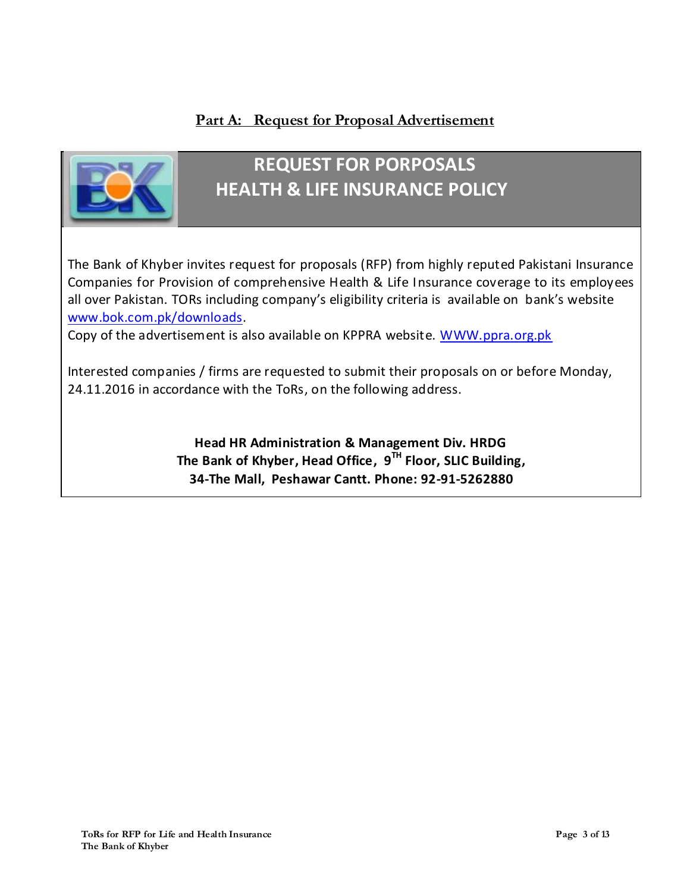## Part A: Request for Proposal Advertisement

# REQUEST FOR PORPOSALS
# HEALTH & LIFE INSURANCE POLICY

The Bank of Khyber invites request for proposals (RFP) from highly reputed Pakistani Insurance Companies for Provision of comprehensive Health & Life Insurance coverage to its employees all over Pakistan. TORs including company's eligibility criteria is available on bank's website www.bok.com.pk/downloads.
Copy of the advertisement is also available on KPPRA website. WWW.ppra.org.pk

Interested companies / firms are requested to submit their proposals on or before Monday, 24.11.2016 in accordance with the ToRs, on the following address.

**Head HR Administration & Management Div. HRDG**
**The Bank of Khyber, Head Office, 9TH Floor, SLIC Building,**
**34-The Mall, Peshawar Cantt. Phone: 92-91-5262880**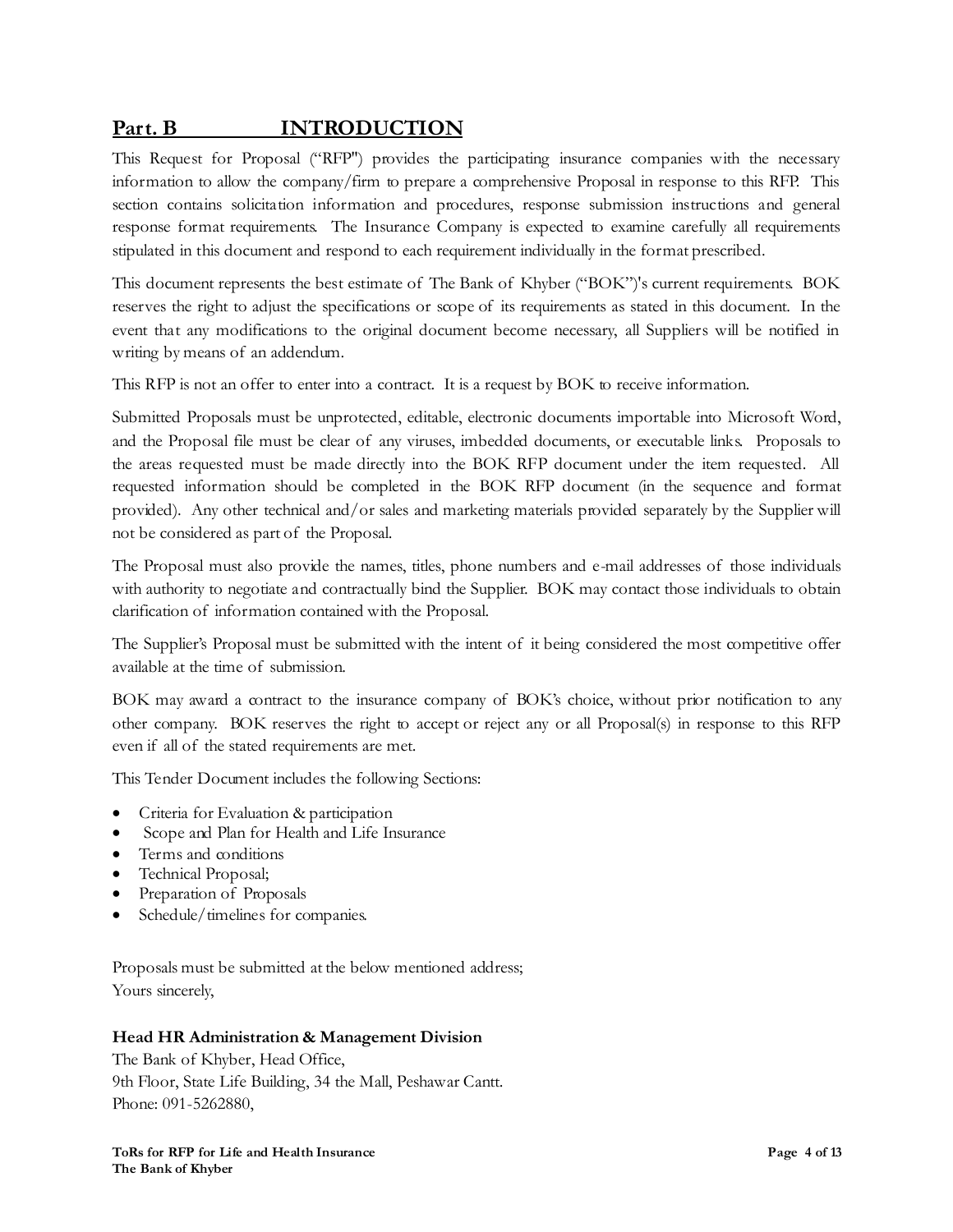## Part. B INTRODUCTION

This Request for Proposal ("RFP") provides the participating insurance companies with the necessary information to allow the company/firm to prepare a comprehensive Proposal in response to this RFP. This section contains solicitation information and procedures, response submission instructions and general response format requirements. The Insurance Company is expected to examine carefully all requirements stipulated in this document and respond to each requirement individually in the format prescribed.

This document represents the best estimate of The Bank of Khyber ("BOK")'s current requirements. BOK reserves the right to adjust the specifications or scope of its requirements as stated in this document. In the event that any modifications to the original document become necessary, all Suppliers will be notified in writing by means of an addendum.

This RFP is not an offer to enter into a contract. It is a request by BOK to receive information.

Submitted Proposals must be unprotected, editable, electronic documents importable into Microsoft Word, and the Proposal file must be clear of any viruses, imbedded documents, or executable links. Proposals to the areas requested must be made directly into the BOK RFP document under the item requested. All requested information should be completed in the BOK RFP document (in the sequence and format provided). Any other technical and/or sales and marketing materials provided separately by the Supplier will not be considered as part of the Proposal.

The Proposal must also provide the names, titles, phone numbers and e-mail addresses of those individuals with authority to negotiate and contractually bind the Supplier. BOK may contact those individuals to obtain clarification of information contained with the Proposal.

The Supplier's Proposal must be submitted with the intent of it being considered the most competitive offer available at the time of submission.

BOK may award a contract to the insurance company of BOK's choice, without prior notification to any other company. BOK reserves the right to accept or reject any or all Proposal(s) in response to this RFP even if all of the stated requirements are met.

This Tender Document includes the following Sections:

- Criteria for Evaluation & participation
- Scope and Plan for Health and Life Insurance
- Terms and conditions
- Technical Proposal;
- Preparation of Proposals
- Schedule/timelines for companies.

Proposals must be submitted at the below mentioned address;
Yours sincerely,

**Head HR Administration & Management Division**
The Bank of Khyber, Head Office,
9th Floor, State Life Building, 34 the Mall, Peshawar Cantt.
Phone: 091-5262880,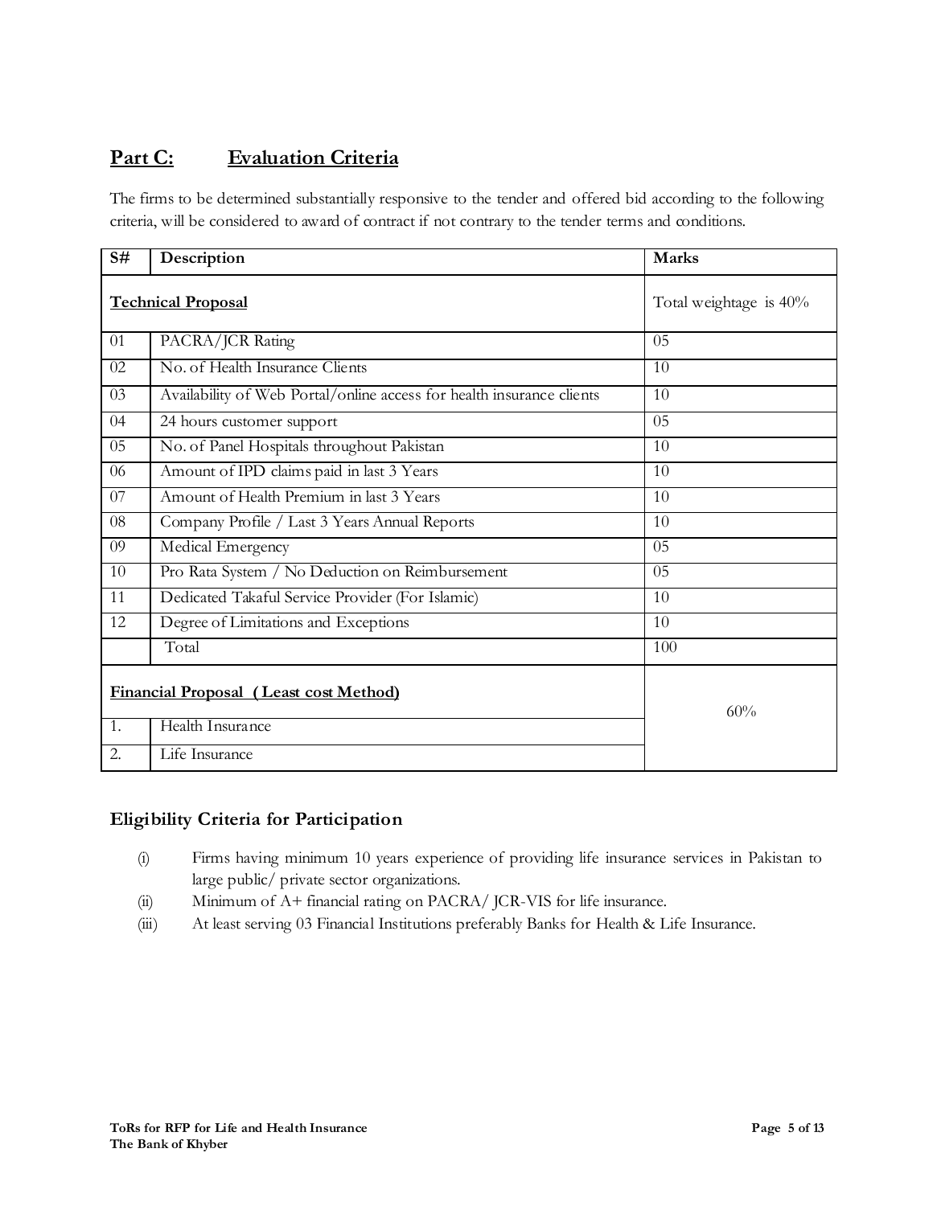## Part C: Evaluation Criteria

The firms to be determined substantially responsive to the tender and offered bid according to the following criteria, will be considered to award of contract if not contrary to the tender terms and conditions.

| S# | Description | Marks |
|---|---|---|
| **Technical Proposal** | | Total weightage is 40% |
| 01 | PACRA/JCR Rating | 05 |
| 02 | No. of Health Insurance Clients | 10 |
| 03 | Availability of Web Portal/online access for health insurance clients | 10 |
| 04 | 24 hours customer support | 05 |
| 05 | No. of Panel Hospitals throughout Pakistan | 10 |
| 06 | Amount of IPD claims paid in last 3 Years | 10 |
| 07 | Amount of Health Premium in last 3 Years | 10 |
| 08 | Company Profile / Last 3 Years Annual Reports | 10 |
| 09 | Medical Emergency | 05 |
| 10 | Pro Rata System / No Deduction on Reimbursement | 05 |
| 11 | Dedicated Takaful Service Provider (For Islamic) | 10 |
| 12 | Degree of Limitations and Exceptions | 10 |
| | Total | 100 |
| **Financial Proposal (Least cost Method)** | | 60% |
| 1. | Health Insurance | |
| 2. | Life Insurance | |

### Eligibility Criteria for Participation

(i) Firms having minimum 10 years experience of providing life insurance services in Pakistan to large public/ private sector organizations.

(ii) Minimum of A+ financial rating on PACRA/ JCR-VIS for life insurance.

(iii) At least serving 03 Financial Institutions preferably Banks for Health & Life Insurance.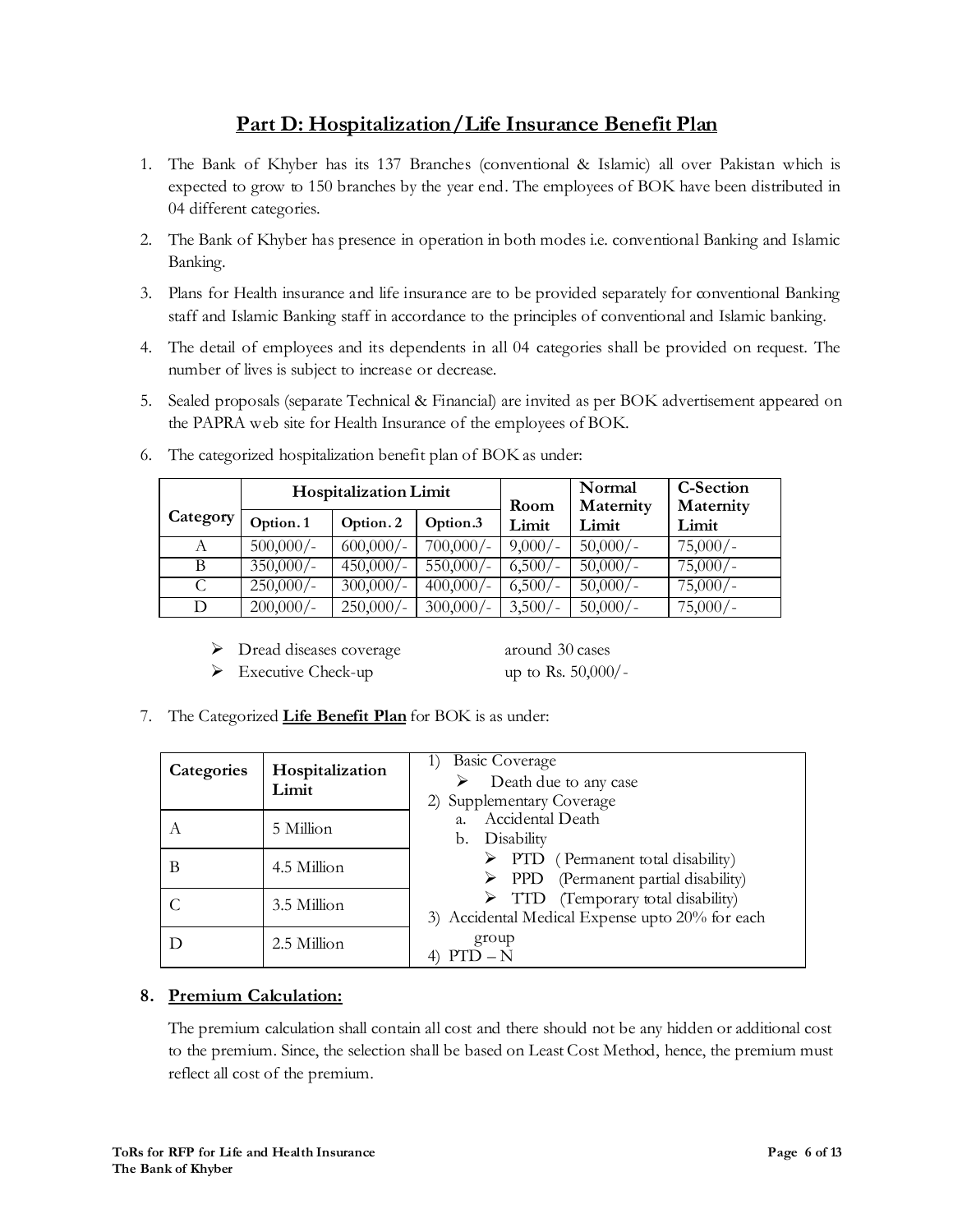## Part D: Hospitalization/Life Insurance Benefit Plan

1. The Bank of Khyber has its 137 Branches (conventional & Islamic) all over Pakistan which is expected to grow to 150 branches by the year end. The employees of BOK have been distributed in 04 different categories.
2. The Bank of Khyber has presence in operation in both modes i.e. conventional Banking and Islamic Banking.
3. Plans for Health insurance and life insurance are to be provided separately for conventional Banking staff and Islamic Banking staff in accordance to the principles of conventional and Islamic banking.
4. The detail of employees and its dependents in all 04 categories shall be provided on request. The number of lives is subject to increase or decrease.
5. Sealed proposals (separate Technical & Financial) are invited as per BOK advertisement appeared on the PAPRA web site for Health Insurance of the employees of BOK.
6. The categorized hospitalization benefit plan of BOK as under:

| Category | Hospitalization Limit | | | Room Limit | Normal Maternity Limit | C-Section Maternity Limit |
|---|---|---|---|---|---|---|
| | Option. 1 | Option. 2 | Option.3 | | | |
| A | 500,000/- | 600,000/- | 700,000/- | 9,000/- | 50,000/- | 75,000/- |
| B | 350,000/- | 450,000/- | 550,000/- | 6,500/- | 50,000/- | 75,000/- |
| C | 250,000/- | 300,000/- | 400,000/- | 6,500/- | 50,000/- | 75,000/- |
| D | 200,000/- | 250,000/- | 300,000/- | 3,500/- | 50,000/- | 75,000/- |

- Dread diseases coverage around 30 cases
- Executive Check-up up to Rs. 50,000/-

7. The Categorized **Life Benefit Plan** for BOK is as under:

| Categories | Hospitalization Limit |
|---|---|
| A | 5 Million |
| B | 4.5 Million |
| C | 3.5 Million |
| D | 2.5 Million |

1) Basic Coverage
   - Death due to any case
2) Supplementary Coverage
   a. Accidental Death
   b. Disability
      - PTD (Permanent total disability)
      - PPD (Permanent partial disability)
      - TTD (Temporary total disability)
3) Accidental Medical Expense upto 20% for each group
4) PTD – N

### 8. Premium Calculation:

The premium calculation shall contain all cost and there should not be any hidden or additional cost to the premium. Since, the selection shall be based on Least Cost Method, hence, the premium must reflect all cost of the premium.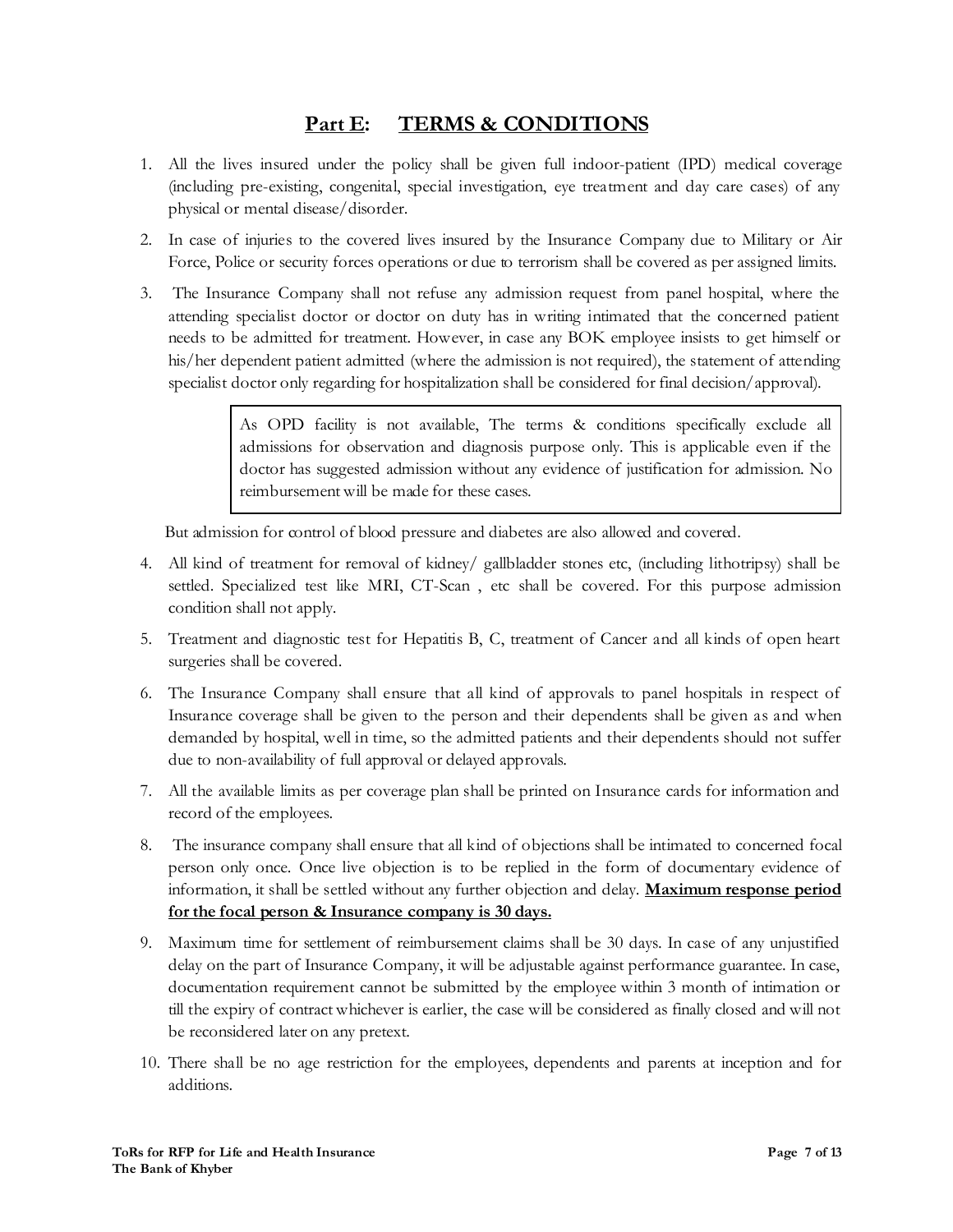## Part E: TERMS & CONDITIONS

1. All the lives insured under the policy shall be given full indoor-patient (IPD) medical coverage (including pre-existing, congenital, special investigation, eye treatment and day care cases) of any physical or mental disease/disorder.

2. In case of injuries to the covered lives insured by the Insurance Company due to Military or Air Force, Police or security forces operations or due to terrorism shall be covered as per assigned limits.

3. The Insurance Company shall not refuse any admission request from panel hospital, where the attending specialist doctor or doctor on duty has in writing intimated that the concerned patient needs to be admitted for treatment. However, in case any BOK employee insists to get himself or his/her dependent patient admitted (where the admission is not required), the statement of attending specialist doctor only regarding for hospitalization shall be considered for final decision/approval).

   > As OPD facility is not available, The terms & conditions specifically exclude all admissions for observation and diagnosis purpose only. This is applicable even if the doctor has suggested admission without any evidence of justification for admission. No reimbursement will be made for these cases.

   But admission for control of blood pressure and diabetes are also allowed and covered.

4. All kind of treatment for removal of kidney/ gallbladder stones etc, (including lithotripsy) shall be settled. Specialized test like MRI, CT-Scan , etc shall be covered. For this purpose admission condition shall not apply.

5. Treatment and diagnostic test for Hepatitis B, C, treatment of Cancer and all kinds of open heart surgeries shall be covered.

6. The Insurance Company shall ensure that all kind of approvals to panel hospitals in respect of Insurance coverage shall be given to the person and their dependents shall be given as and when demanded by hospital, well in time, so the admitted patients and their dependents should not suffer due to non-availability of full approval or delayed approvals.

7. All the available limits as per coverage plan shall be printed on Insurance cards for information and record of the employees.

8. The insurance company shall ensure that all kind of objections shall be intimated to concerned focal person only once. Once live objection is to be replied in the form of documentary evidence of information, it shall be settled without any further objection and delay. **Maximum response period for the focal person & Insurance company is 30 days.**

9. Maximum time for settlement of reimbursement claims shall be 30 days. In case of any unjustified delay on the part of Insurance Company, it will be adjustable against performance guarantee. In case, documentation requirement cannot be submitted by the employee within 3 month of intimation or till the expiry of contract whichever is earlier, the case will be considered as finally closed and will not be reconsidered later on any pretext.

10. There shall be no age restriction for the employees, dependents and parents at inception and for additions.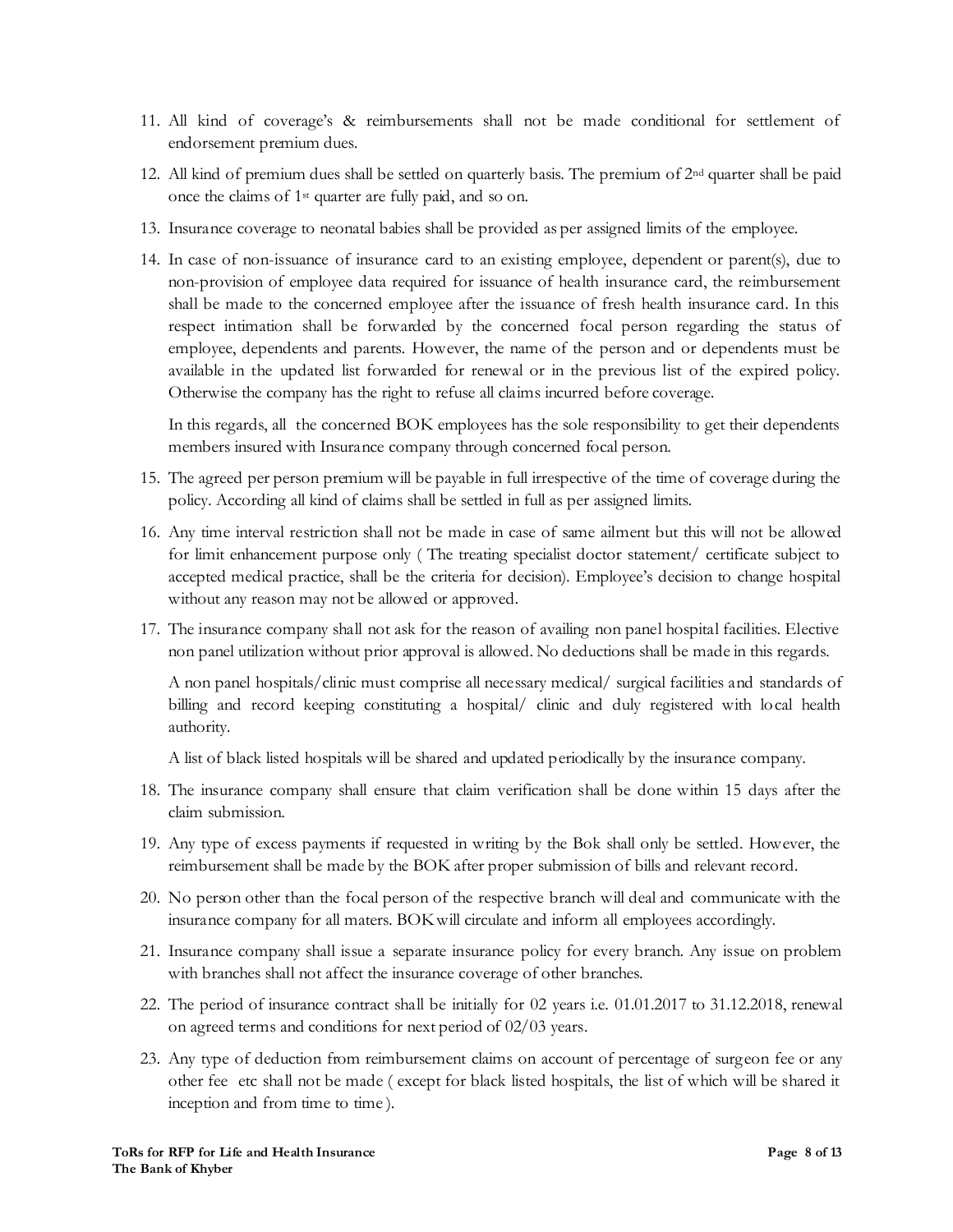11. All kind of coverage's & reimbursements shall not be made conditional for settlement of endorsement premium dues.

12. All kind of premium dues shall be settled on quarterly basis. The premium of 2nd quarter shall be paid once the claims of 1st quarter are fully paid, and so on.

13. Insurance coverage to neonatal babies shall be provided as per assigned limits of the employee.

14. In case of non-issuance of insurance card to an existing employee, dependent or parent(s), due to non-provision of employee data required for issuance of health insurance card, the reimbursement shall be made to the concerned employee after the issuance of fresh health insurance card. In this respect intimation shall be forwarded by the concerned focal person regarding the status of employee, dependents and parents. However, the name of the person and or dependents must be available in the updated list forwarded for renewal or in the previous list of the expired policy. Otherwise the company has the right to refuse all claims incurred before coverage.

    In this regards, all the concerned BOK employees has the sole responsibility to get their dependents members insured with Insurance company through concerned focal person.

15. The agreed per person premium will be payable in full irrespective of the time of coverage during the policy. According all kind of claims shall be settled in full as per assigned limits.

16. Any time interval restriction shall not be made in case of same ailment but this will not be allowed for limit enhancement purpose only ( The treating specialist doctor statement/ certificate subject to accepted medical practice, shall be the criteria for decision). Employee's decision to change hospital without any reason may not be allowed or approved.

17. The insurance company shall not ask for the reason of availing non panel hospital facilities. Elective non panel utilization without prior approval is allowed. No deductions shall be made in this regards.

    A non panel hospitals/clinic must comprise all necessary medical/ surgical facilities and standards of billing and record keeping constituting a hospital/ clinic and duly registered with local health authority.

    A list of black listed hospitals will be shared and updated periodically by the insurance company.

18. The insurance company shall ensure that claim verification shall be done within 15 days after the claim submission.

19. Any type of excess payments if requested in writing by the Bok shall only be settled. However, the reimbursement shall be made by the BOK after proper submission of bills and relevant record.

20. No person other than the focal person of the respective branch will deal and communicate with the insurance company for all maters. BOK will circulate and inform all employees accordingly.

21. Insurance company shall issue a separate insurance policy for every branch. Any issue on problem with branches shall not affect the insurance coverage of other branches.

22. The period of insurance contract shall be initially for 02 years i.e. 01.01.2017 to 31.12.2018, renewal on agreed terms and conditions for next period of 02/03 years.

23. Any type of deduction from reimbursement claims on account of percentage of surgeon fee or any other fee etc shall not be made ( except for black listed hospitals, the list of which will be shared it inception and from time to time ).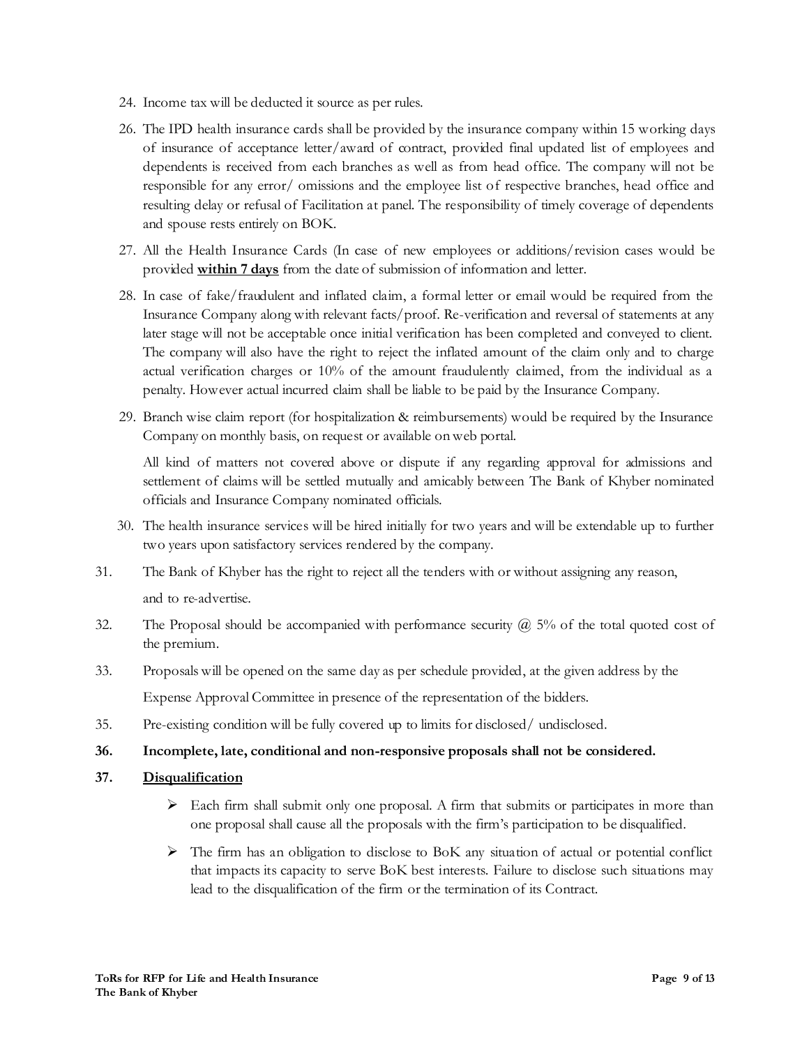24. Income tax will be deducted it source as per rules.

26. The IPD health insurance cards shall be provided by the insurance company within 15 working days of insurance of acceptance letter/award of contract, provided final updated list of employees and dependents is received from each branches as well as from head office. The company will not be responsible for any error/ omissions and the employee list of respective branches, head office and resulting delay or refusal of Facilitation at panel. The responsibility of timely coverage of dependents and spouse rests entirely on BOK.

27. All the Health Insurance Cards (In case of new employees or additions/revision cases would be provided **<u>within 7 days</u>** from the date of submission of information and letter.

28. In case of fake/fraudulent and inflated claim, a formal letter or email would be required from the Insurance Company along with relevant facts/proof. Re-verification and reversal of statements at any later stage will not be acceptable once initial verification has been completed and conveyed to client. The company will also have the right to reject the inflated amount of the claim only and to charge actual verification charges or 10% of the amount fraudulently claimed, from the individual as a penalty. However actual incurred claim shall be liable to be paid by the Insurance Company.

29. Branch wise claim report (for hospitalization & reimbursements) would be required by the Insurance Company on monthly basis, on request or available on web portal.

    All kind of matters not covered above or dispute if any regarding approval for admissions and settlement of claims will be settled mutually and amicably between The Bank of Khyber nominated officials and Insurance Company nominated officials.

30. The health insurance services will be hired initially for two years and will be extendable up to further two years upon satisfactory services rendered by the company.

31. The Bank of Khyber has the right to reject all the tenders with or without assigning any reason, and to re-advertise.

32. The Proposal should be accompanied with performance security @ 5% of the total quoted cost of the premium.

33. Proposals will be opened on the same day as per schedule provided, at the given address by the Expense Approval Committee in presence of the representation of the bidders.

35. Pre-existing condition will be fully covered up to limits for disclosed/ undisclosed.

**36. Incomplete, late, conditional and non-responsive proposals shall not be considered.**

**37. <u>Disqualification</u>**

- Each firm shall submit only one proposal. A firm that submits or participates in more than one proposal shall cause all the proposals with the firm's participation to be disqualified.
- The firm has an obligation to disclose to BoK any situation of actual or potential conflict that impacts its capacity to serve BoK best interests. Failure to disclose such situations may lead to the disqualification of the firm or the termination of its Contract.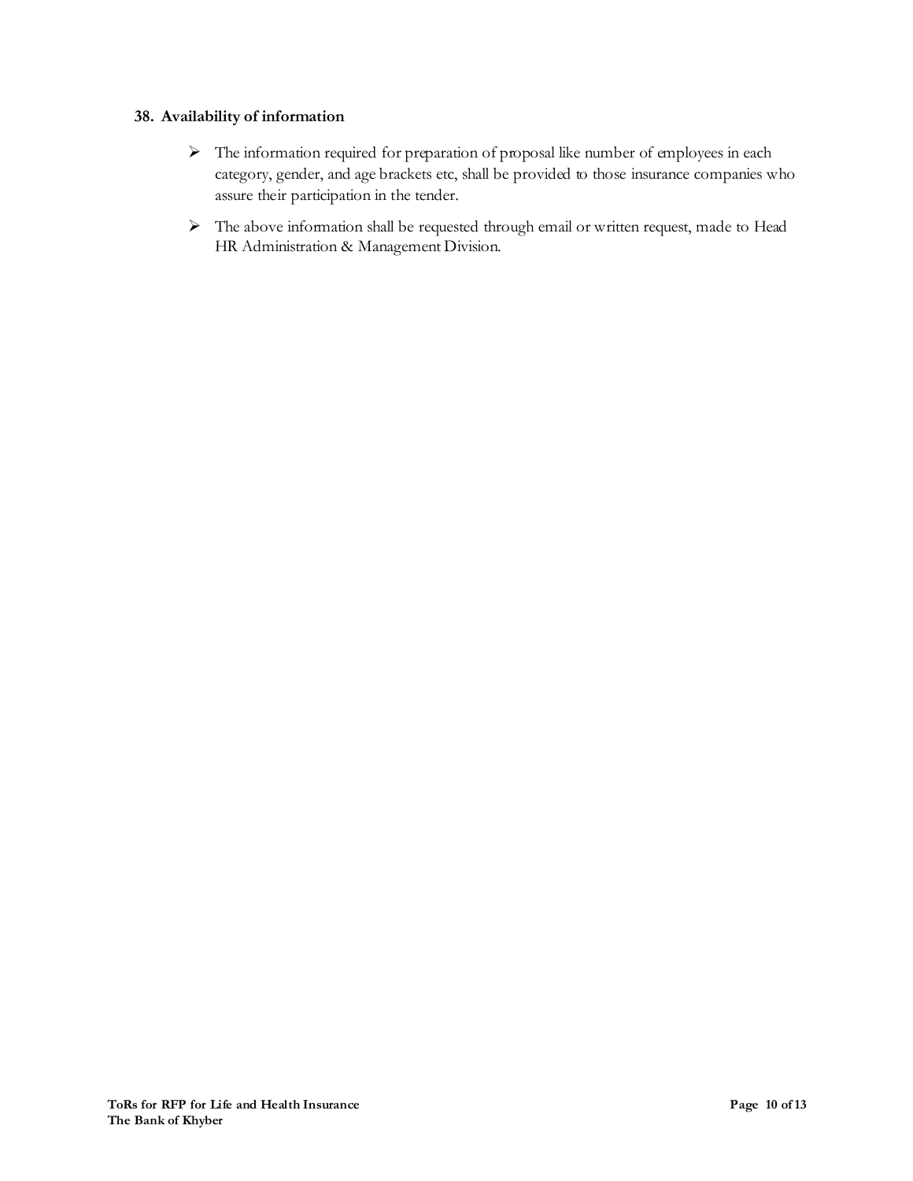**38. Availability of information**

- The information required for preparation of proposal like number of employees in each category, gender, and age brackets etc, shall be provided to those insurance companies who assure their participation in the tender.
- The above information shall be requested through email or written request, made to Head HR Administration & Management Division.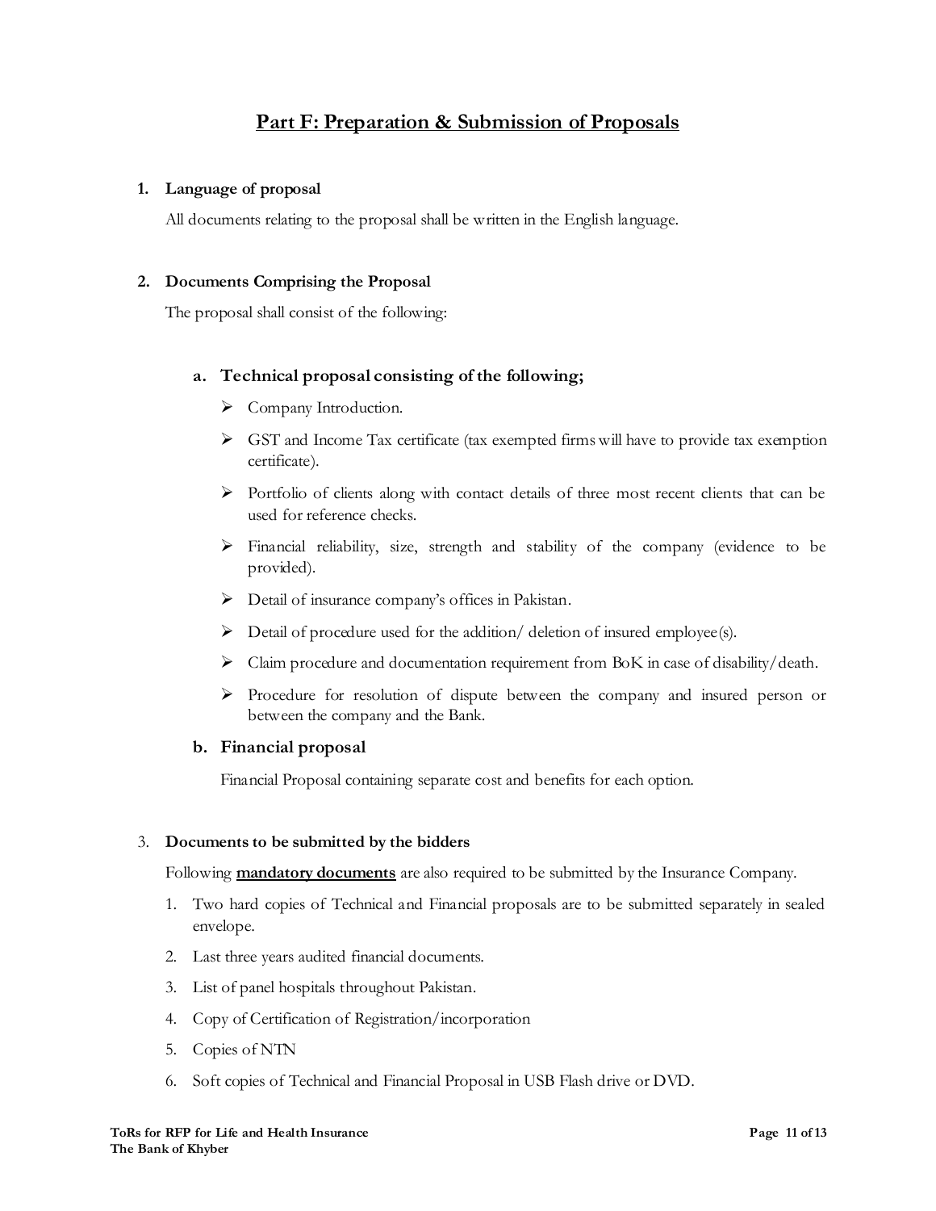## Part F: Preparation & Submission of Proposals

**1. Language of proposal**

All documents relating to the proposal shall be written in the English language.

**2. Documents Comprising the Proposal**

The proposal shall consist of the following:

**a. Technical proposal consisting of the following;**

- Company Introduction.
- GST and Income Tax certificate (tax exempted firms will have to provide tax exemption certificate).
- Portfolio of clients along with contact details of three most recent clients that can be used for reference checks.
- Financial reliability, size, strength and stability of the company (evidence to be provided).
- Detail of insurance company's offices in Pakistan.
- Detail of procedure used for the addition/ deletion of insured employee(s).
- Claim procedure and documentation requirement from BoK in case of disability/death.
- Procedure for resolution of dispute between the company and insured person or between the company and the Bank.

**b. Financial proposal**

Financial Proposal containing separate cost and benefits for each option.

3. **Documents to be submitted by the bidders**

Following **mandatory documents** are also required to be submitted by the Insurance Company.

1. Two hard copies of Technical and Financial proposals are to be submitted separately in sealed envelope.
2. Last three years audited financial documents.
3. List of panel hospitals throughout Pakistan.
4. Copy of Certification of Registration/incorporation
5. Copies of NTN
6. Soft copies of Technical and Financial Proposal in USB Flash drive or DVD.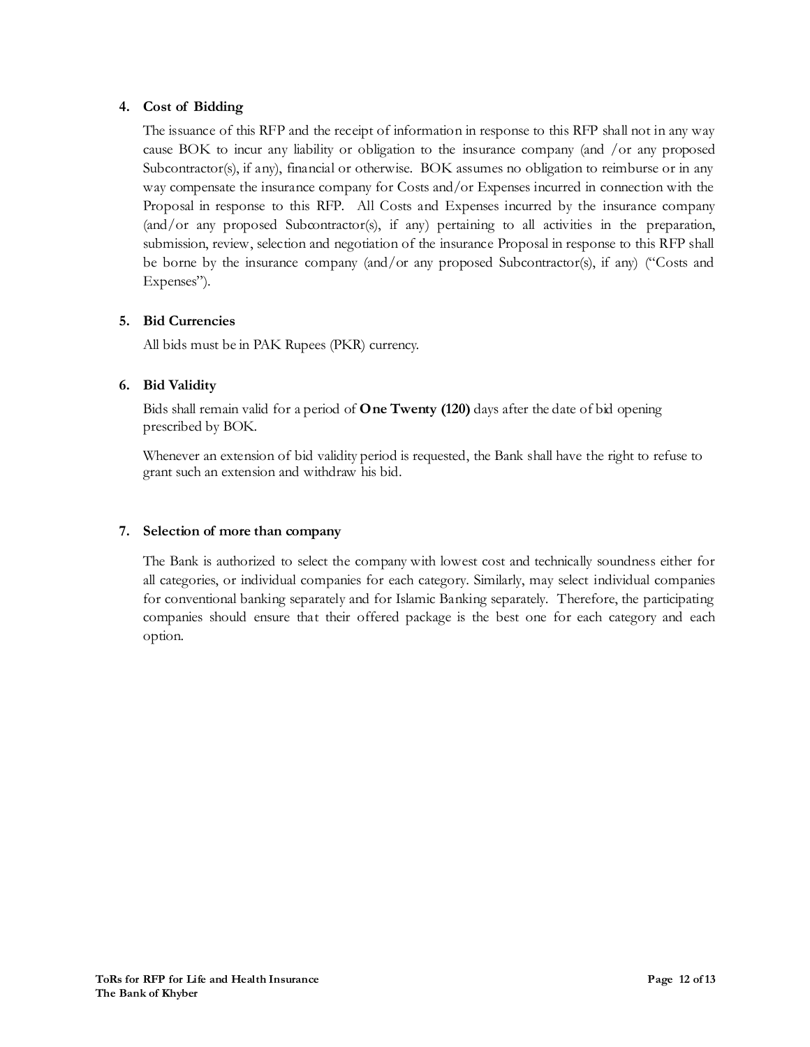**4. Cost of Bidding**

The issuance of this RFP and the receipt of information in response to this RFP shall not in any way cause BOK to incur any liability or obligation to the insurance company (and /or any proposed Subcontractor(s), if any), financial or otherwise. BOK assumes no obligation to reimburse or in any way compensate the insurance company for Costs and/or Expenses incurred in connection with the Proposal in response to this RFP. All Costs and Expenses incurred by the insurance company (and/or any proposed Subcontractor(s), if any) pertaining to all activities in the preparation, submission, review, selection and negotiation of the insurance Proposal in response to this RFP shall be borne by the insurance company (and/or any proposed Subcontractor(s), if any) ("Costs and Expenses").

**5. Bid Currencies**

All bids must be in PAK Rupees (PKR) currency.

**6. Bid Validity**

Bids shall remain valid for a period of **One Twenty (120)** days after the date of bid opening prescribed by BOK.

Whenever an extension of bid validity period is requested, the Bank shall have the right to refuse to grant such an extension and withdraw his bid.

**7. Selection of more than company**

The Bank is authorized to select the company with lowest cost and technically soundness either for all categories, or individual companies for each category. Similarly, may select individual companies for conventional banking separately and for Islamic Banking separately. Therefore, the participating companies should ensure that their offered package is the best one for each category and each option.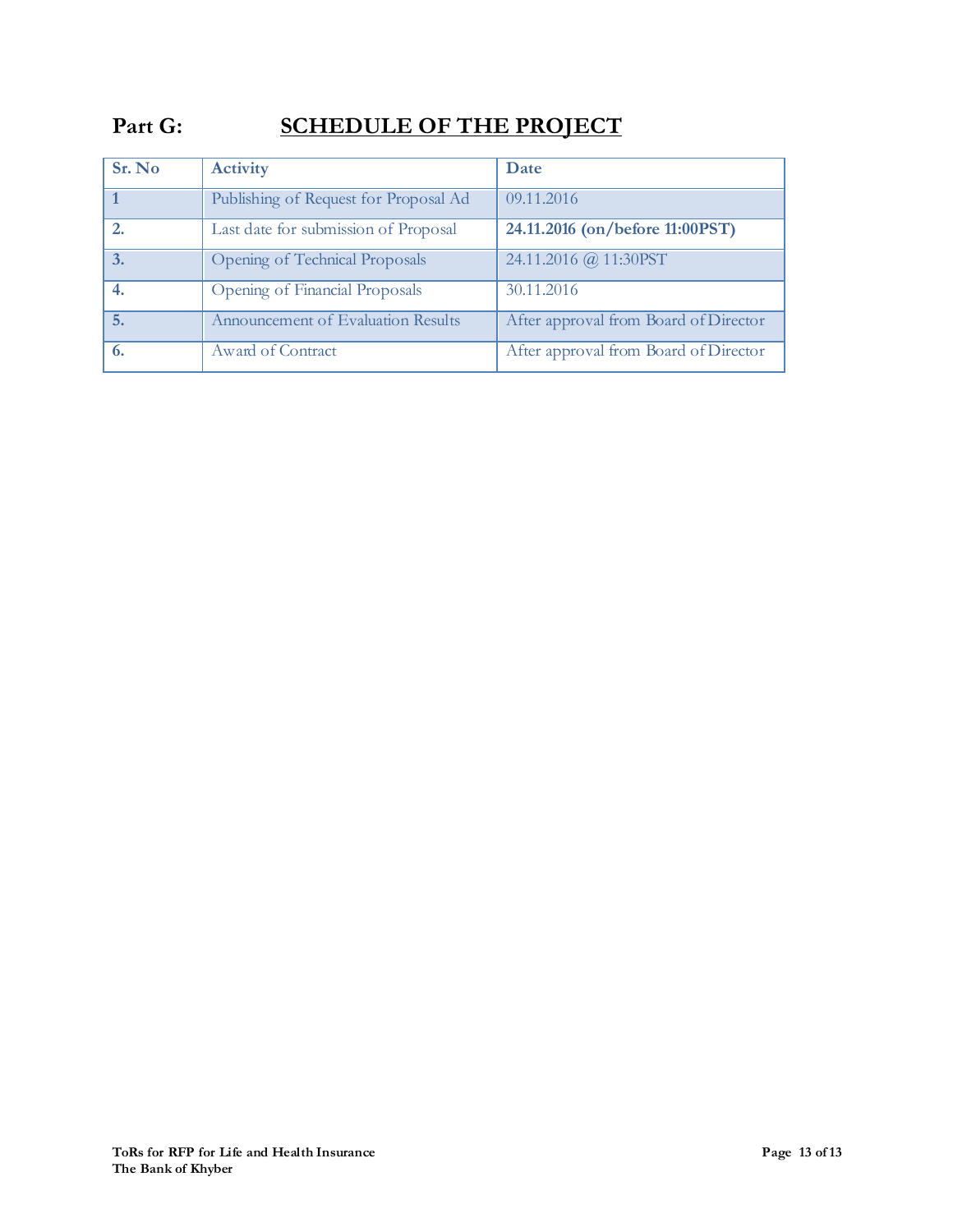## Part G: SCHEDULE OF THE PROJECT

| Sr. No | Activity | Date |
|---|---|---|
| 1 | Publishing of Request for Proposal Ad | 09.11.2016 |
| 2. | Last date for submission of Proposal | **24.11.2016 (on/before 11:00PST)** |
| 3. | Opening of Technical Proposals | 24.11.2016 @ 11:30PST |
| 4. | Opening of Financial Proposals | 30.11.2016 |
| 5. | Announcement of Evaluation Results | After approval from Board of Director |
| 6. | Award of Contract | After approval from Board of Director |